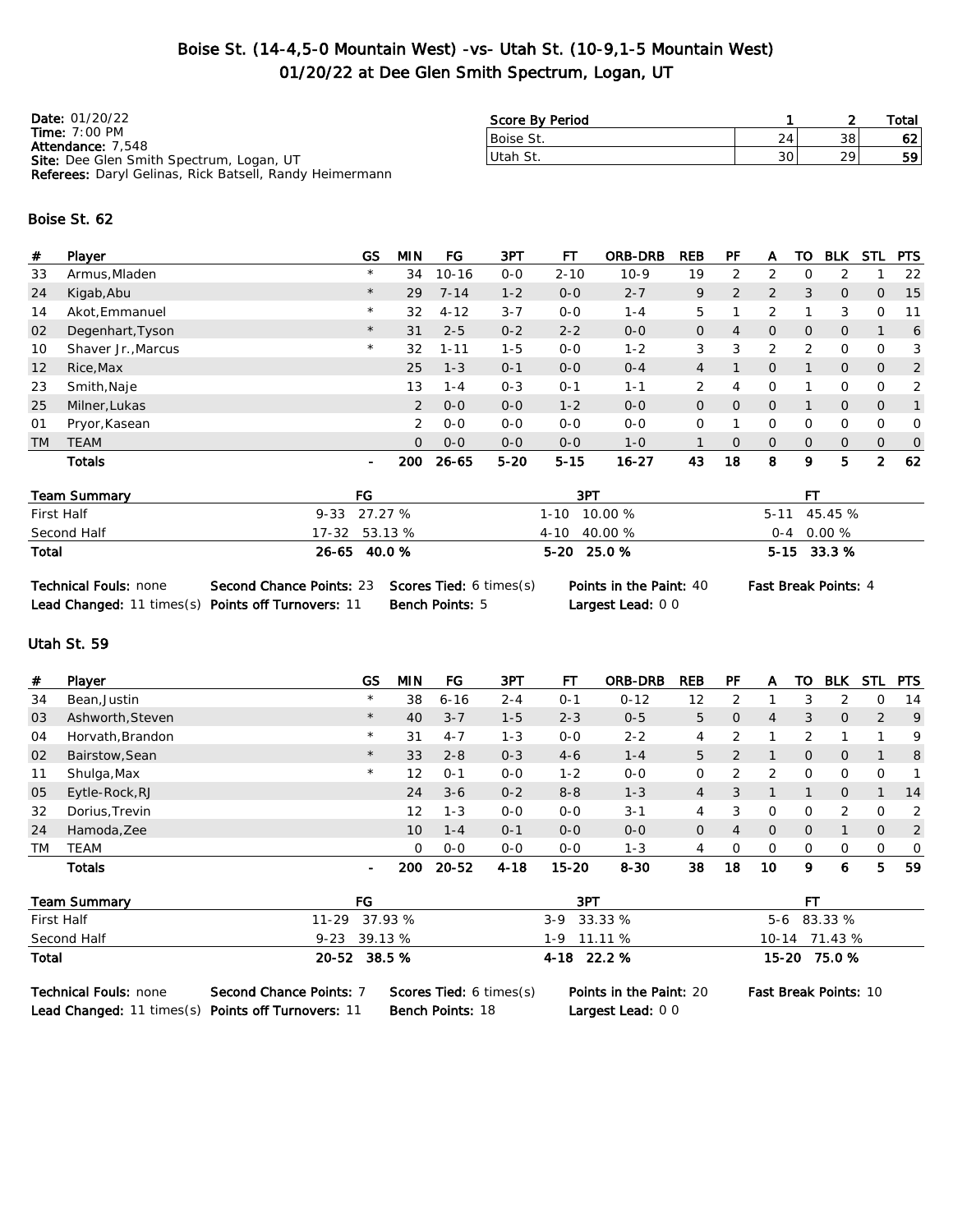# Boise St. (14-4,5-0 Mountain West) -vs- Utah St. (10-9,1-5 Mountain West)
## 01/20/22 at Dee Glen Smith Spectrum, Logan, UT

**Date:** 01/20/22
**Time:** 7:00 PM
**Attendance:** 7,548
**Site:** Dee Glen Smith Spectrum, Logan, UT
**Referees:** Daryl Gelinas, Rick Batsell, Randy Heimermann

| Score By Period | 1 | 2 | Total |
|---|---|---|---|
| Boise St. | 24 | 38 | 62 |
| Utah St. | 30 | 29 | 59 |

### Boise St. 62

| # | Player | GS | MIN | FG | 3PT | FT | ORB-DRB | REB | PF | A | TO | BLK | STL | PTS |
|---|---|---|---|---|---|---|---|---|---|---|---|---|---|---|
| 33 | Armus,Mladen | * | 34 | 10-16 | 0-0 | 2-10 | 10-9 | 19 | 2 | 2 | 0 | 2 | 1 | 22 |
| 24 | Kigab,Abu | * | 29 | 7-14 | 1-2 | 0-0 | 2-7 | 9 | 2 | 2 | 3 | 0 | 0 | 15 |
| 14 | Akot,Emmanuel | * | 32 | 4-12 | 3-7 | 0-0 | 1-4 | 5 | 1 | 2 | 1 | 3 | 0 | 11 |
| 02 | Degenhart,Tyson | * | 31 | 2-5 | 0-2 | 2-2 | 0-0 | 0 | 4 | 0 | 0 | 0 | 1 | 6 |
| 10 | Shaver Jr.,Marcus | * | 32 | 1-11 | 1-5 | 0-0 | 1-2 | 3 | 3 | 2 | 2 | 0 | 0 | 3 |
| 12 | Rice,Max | | 25 | 1-3 | 0-1 | 0-0 | 0-4 | 4 | 1 | 0 | 1 | 0 | 0 | 2 |
| 23 | Smith,Naje | | 13 | 1-4 | 0-3 | 0-1 | 1-1 | 2 | 4 | 0 | 1 | 0 | 0 | 2 |
| 25 | Milner,Lukas | | 2 | 0-0 | 0-0 | 1-2 | 0-0 | 0 | 0 | 0 | 1 | 0 | 0 | 1 |
| 01 | Pryor,Kasean | | 2 | 0-0 | 0-0 | 0-0 | 0-0 | 0 | 1 | 0 | 0 | 0 | 0 | 0 |
| TM | TEAM | | 0 | 0-0 | 0-0 | 0-0 | 1-0 | 1 | 0 | 0 | 0 | 0 | 0 | 0 |
| | **Totals** | - | **200** | **26-65** | **5-20** | **5-15** | **16-27** | **43** | **18** | **8** | **9** | **5** | **2** | **62** |

| Team Summary | FG | 3PT | FT |
|---|---|---|---|
| First Half | 9-33 27.27 % | 1-10 10.00 % | 5-11 45.45 % |
| Second Half | 17-32 53.13 % | 4-10 40.00 % | 0-4 0.00 % |
| **Total** | **26-65 40.0 %** | **5-20 25.0 %** | **5-15 33.3 %** |

**Technical Fouls:** none **Second Chance Points:** 23 **Scores Tied:** 6 times(s) **Points in the Paint:** 40 **Fast Break Points:** 4
**Lead Changed:** 11 times(s) **Points off Turnovers:** 11 **Bench Points:** 5 **Largest Lead:** 0 0

### Utah St. 59

| # | Player | GS | MIN | FG | 3PT | FT | ORB-DRB | REB | PF | A | TO | BLK | STL | PTS |
|---|---|---|---|---|---|---|---|---|---|---|---|---|---|---|
| 34 | Bean,Justin | * | 38 | 6-16 | 2-4 | 0-1 | 0-12 | 12 | 2 | 1 | 3 | 2 | 0 | 14 |
| 03 | Ashworth,Steven | * | 40 | 3-7 | 1-5 | 2-3 | 0-5 | 5 | 0 | 4 | 3 | 0 | 2 | 9 |
| 04 | Horvath,Brandon | * | 31 | 4-7 | 1-3 | 0-0 | 2-2 | 4 | 2 | 1 | 2 | 1 | 1 | 9 |
| 02 | Bairstow,Sean | * | 33 | 2-8 | 0-3 | 4-6 | 1-4 | 5 | 2 | 1 | 0 | 0 | 1 | 8 |
| 11 | Shulga,Max | * | 12 | 0-1 | 0-0 | 1-2 | 0-0 | 0 | 2 | 2 | 0 | 0 | 0 | 1 |
| 05 | Eytle-Rock,RJ | | 24 | 3-6 | 0-2 | 8-8 | 1-3 | 4 | 3 | 1 | 1 | 0 | 1 | 14 |
| 32 | Dorius,Trevin | | 12 | 1-3 | 0-0 | 0-0 | 3-1 | 4 | 3 | 0 | 0 | 2 | 0 | 2 |
| 24 | Hamoda,Zee | | 10 | 1-4 | 0-1 | 0-0 | 0-0 | 0 | 4 | 0 | 0 | 1 | 0 | 2 |
| TM | TEAM | | 0 | 0-0 | 0-0 | 0-0 | 1-3 | 4 | 0 | 0 | 0 | 0 | 0 | 0 |
| | **Totals** | - | **200** | **20-52** | **4-18** | **15-20** | **8-30** | **38** | **18** | **10** | **9** | **6** | **5** | **59** |

| Team Summary | FG | 3PT | FT |
|---|---|---|---|
| First Half | 11-29 37.93 % | 3-9 33.33 % | 5-6 83.33 % |
| Second Half | 9-23 39.13 % | 1-9 11.11 % | 10-14 71.43 % |
| **Total** | **20-52 38.5 %** | **4-18 22.2 %** | **15-20 75.0 %** |

**Technical Fouls:** none **Second Chance Points:** 7 **Scores Tied:** 6 times(s) **Points in the Paint:** 20 **Fast Break Points:** 10
**Lead Changed:** 11 times(s) **Points off Turnovers:** 11 **Bench Points:** 18 **Largest Lead:** 0 0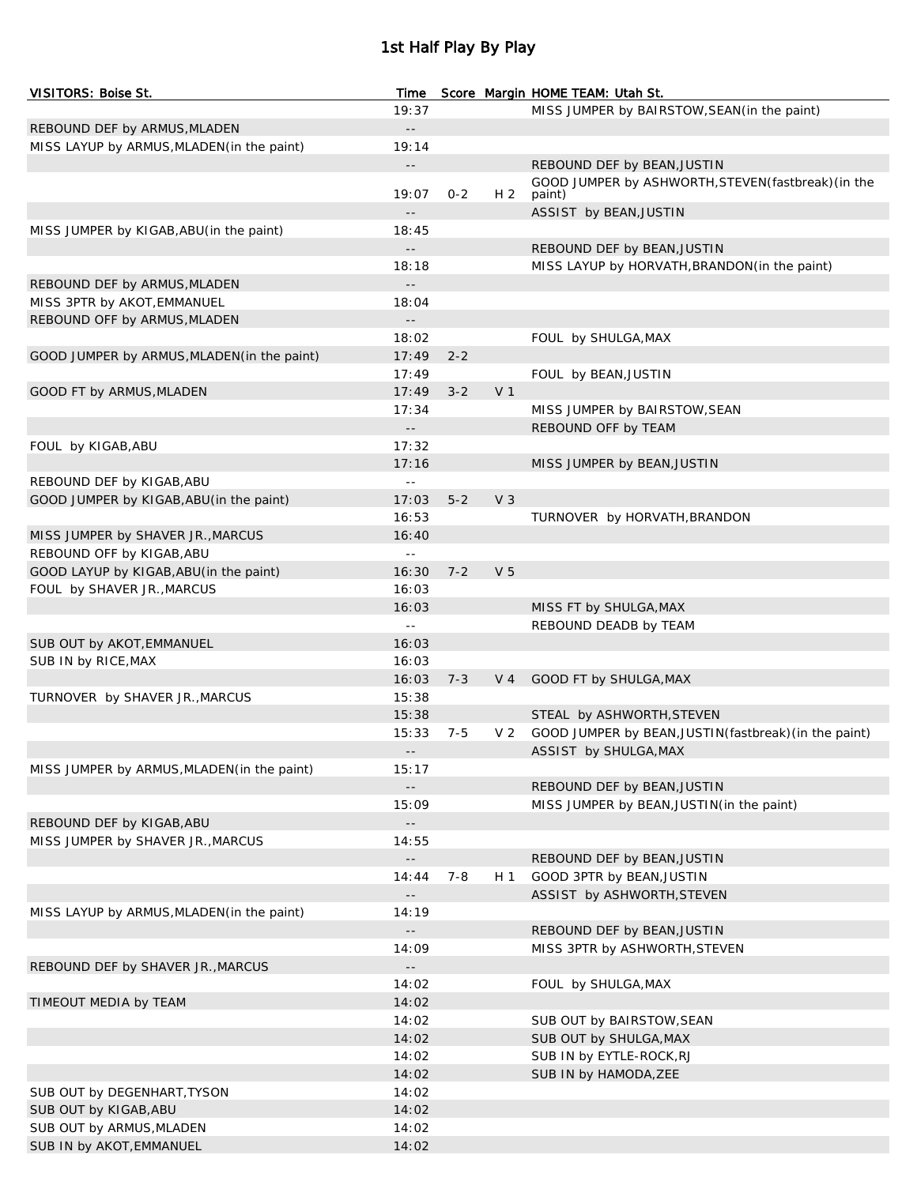# 1st Half Play By Play

| VISITORS: Boise St. | Time | Score | Margin | HOME TEAM: Utah St. |
|---|---|---|---|---|
| | 19:37 | | | MISS JUMPER by BAIRSTOW,SEAN(in the paint) |
| REBOUND DEF by ARMUS,MLADEN | -- | | | |
| MISS LAYUP by ARMUS,MLADEN(in the paint) | 19:14 | | | |
| | -- | | | REBOUND DEF by BEAN,JUSTIN |
| | 19:07 | 0-2 | H 2 | GOOD JUMPER by ASHWORTH,STEVEN(fastbreak)(in the paint) |
| | -- | | | ASSIST by BEAN,JUSTIN |
| MISS JUMPER by KIGAB,ABU(in the paint) | 18:45 | | | |
| | -- | | | REBOUND DEF by BEAN,JUSTIN |
| | 18:18 | | | MISS LAYUP by HORVATH,BRANDON(in the paint) |
| REBOUND DEF by ARMUS,MLADEN | -- | | | |
| MISS 3PTR by AKOT,EMMANUEL | 18:04 | | | |
| REBOUND OFF by ARMUS,MLADEN | -- | | | |
| | 18:02 | | | FOUL by SHULGA,MAX |
| GOOD JUMPER by ARMUS,MLADEN(in the paint) | 17:49 | 2-2 | | |
| | 17:49 | | | FOUL by BEAN,JUSTIN |
| GOOD FT by ARMUS,MLADEN | 17:49 | 3-2 | V 1 | |
| | 17:34 | | | MISS JUMPER by BAIRSTOW,SEAN |
| | -- | | | REBOUND OFF by TEAM |
| FOUL by KIGAB,ABU | 17:32 | | | |
| | 17:16 | | | MISS JUMPER by BEAN,JUSTIN |
| REBOUND DEF by KIGAB,ABU | -- | | | |
| GOOD JUMPER by KIGAB,ABU(in the paint) | 17:03 | 5-2 | V 3 | |
| | 16:53 | | | TURNOVER by HORVATH,BRANDON |
| MISS JUMPER by SHAVER JR.,MARCUS | 16:40 | | | |
| REBOUND OFF by KIGAB,ABU | -- | | | |
| GOOD LAYUP by KIGAB,ABU(in the paint) | 16:30 | 7-2 | V 5 | |
| FOUL by SHAVER JR.,MARCUS | 16:03 | | | |
| | 16:03 | | | MISS FT by SHULGA,MAX |
| | -- | | | REBOUND DEADB by TEAM |
| SUB OUT by AKOT,EMMANUEL | 16:03 | | | |
| SUB IN by RICE,MAX | 16:03 | | | |
| | 16:03 | 7-3 | V 4 | GOOD FT by SHULGA,MAX |
| TURNOVER by SHAVER JR.,MARCUS | 15:38 | | | |
| | 15:38 | | | STEAL by ASHWORTH,STEVEN |
| | 15:33 | 7-5 | V 2 | GOOD JUMPER by BEAN,JUSTIN(fastbreak)(in the paint) |
| | -- | | | ASSIST by SHULGA,MAX |
| MISS JUMPER by ARMUS,MLADEN(in the paint) | 15:17 | | | |
| | -- | | | REBOUND DEF by BEAN,JUSTIN |
| | 15:09 | | | MISS JUMPER by BEAN,JUSTIN(in the paint) |
| REBOUND DEF by KIGAB,ABU | -- | | | |
| MISS JUMPER by SHAVER JR.,MARCUS | 14:55 | | | |
| | -- | | | REBOUND DEF by BEAN,JUSTIN |
| | 14:44 | 7-8 | H 1 | GOOD 3PTR by BEAN,JUSTIN |
| | -- | | | ASSIST by ASHWORTH,STEVEN |
| MISS LAYUP by ARMUS,MLADEN(in the paint) | 14:19 | | | |
| | -- | | | REBOUND DEF by BEAN,JUSTIN |
| | 14:09 | | | MISS 3PTR by ASHWORTH,STEVEN |
| REBOUND DEF by SHAVER JR.,MARCUS | -- | | | |
| | 14:02 | | | FOUL by SHULGA,MAX |
| TIMEOUT MEDIA by TEAM | 14:02 | | | |
| | 14:02 | | | SUB OUT by BAIRSTOW,SEAN |
| | 14:02 | | | SUB OUT by SHULGA,MAX |
| | 14:02 | | | SUB IN by EYTLE-ROCK,RJ |
| | 14:02 | | | SUB IN by HAMODA,ZEE |
| SUB OUT by DEGENHART,TYSON | 14:02 | | | |
| SUB OUT by KIGAB,ABU | 14:02 | | | |
| SUB OUT by ARMUS,MLADEN | 14:02 | | | |
| SUB IN by AKOT,EMMANUEL | 14:02 | | | |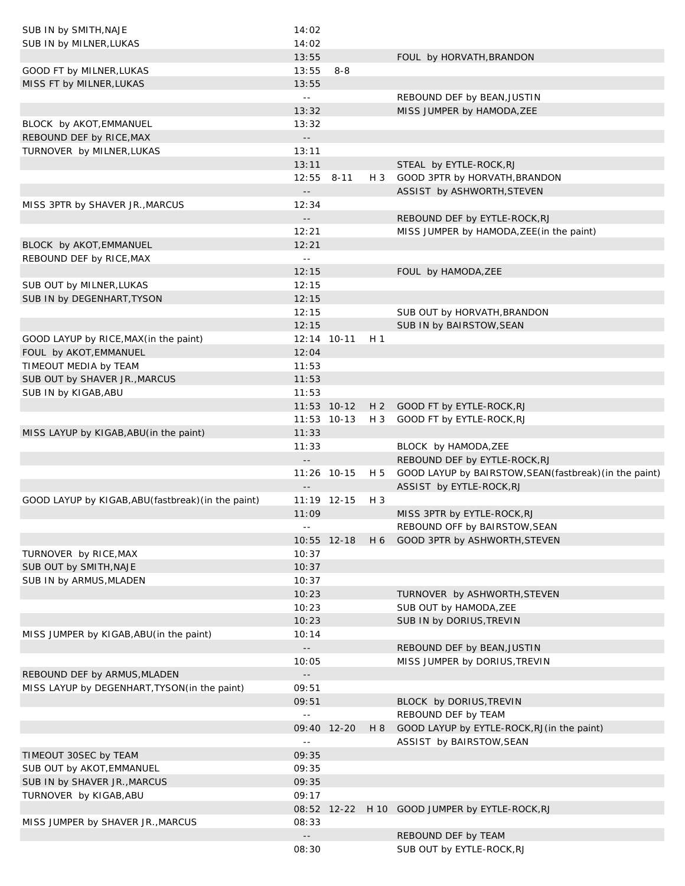| | Time | Score | Margin | |
|---|---|---|---|---|
| SUB IN by SMITH,NAJE | 14:02 | | | |
| SUB IN by MILNER,LUKAS | 14:02 | | | |
| | 13:55 | | | FOUL by HORVATH,BRANDON |
| GOOD FT by MILNER,LUKAS | 13:55 | 8-8 | | |
| MISS FT by MILNER,LUKAS | 13:55 | | | |
| | -- | | | REBOUND DEF by BEAN,JUSTIN |
| | 13:32 | | | MISS JUMPER by HAMODA,ZEE |
| BLOCK by AKOT,EMMANUEL | 13:32 | | | |
| REBOUND DEF by RICE,MAX | -- | | | |
| TURNOVER by MILNER,LUKAS | 13:11 | | | |
| | 13:11 | | | STEAL by EYTLE-ROCK,RJ |
| | 12:55 | 8-11 | H 3 | GOOD 3PTR by HORVATH,BRANDON |
| | -- | | | ASSIST by ASHWORTH,STEVEN |
| MISS 3PTR by SHAVER JR.,MARCUS | 12:34 | | | |
| | -- | | | REBOUND DEF by EYTLE-ROCK,RJ |
| | 12:21 | | | MISS JUMPER by HAMODA,ZEE(in the paint) |
| BLOCK by AKOT,EMMANUEL | 12:21 | | | |
| REBOUND DEF by RICE,MAX | -- | | | |
| | 12:15 | | | FOUL by HAMODA,ZEE |
| SUB OUT by MILNER,LUKAS | 12:15 | | | |
| SUB IN by DEGENHART,TYSON | 12:15 | | | |
| | 12:15 | | | SUB OUT by HORVATH,BRANDON |
| | 12:15 | | | SUB IN by BAIRSTOW,SEAN |
| GOOD LAYUP by RICE,MAX(in the paint) | 12:14 | 10-11 | H 1 | |
| FOUL by AKOT,EMMANUEL | 12:04 | | | |
| TIMEOUT MEDIA by TEAM | 11:53 | | | |
| SUB OUT by SHAVER JR.,MARCUS | 11:53 | | | |
| SUB IN by KIGAB,ABU | 11:53 | | | |
| | 11:53 | 10-12 | H 2 | GOOD FT by EYTLE-ROCK,RJ |
| | 11:53 | 10-13 | H 3 | GOOD FT by EYTLE-ROCK,RJ |
| MISS LAYUP by KIGAB,ABU(in the paint) | 11:33 | | | |
| | 11:33 | | | BLOCK by HAMODA,ZEE |
| | -- | | | REBOUND DEF by EYTLE-ROCK,RJ |
| | 11:26 | 10-15 | H 5 | GOOD LAYUP by BAIRSTOW,SEAN(fastbreak)(in the paint) |
| | -- | | | ASSIST by EYTLE-ROCK,RJ |
| GOOD LAYUP by KIGAB,ABU(fastbreak)(in the paint) | 11:19 | 12-15 | H 3 | |
| | 11:09 | | | MISS 3PTR by EYTLE-ROCK,RJ |
| | -- | | | REBOUND OFF by BAIRSTOW,SEAN |
| | 10:55 | 12-18 | H 6 | GOOD 3PTR by ASHWORTH,STEVEN |
| TURNOVER by RICE,MAX | 10:37 | | | |
| SUB OUT by SMITH,NAJE | 10:37 | | | |
| SUB IN by ARMUS,MLADEN | 10:37 | | | |
| | 10:23 | | | TURNOVER by ASHWORTH,STEVEN |
| | 10:23 | | | SUB OUT by HAMODA,ZEE |
| | 10:23 | | | SUB IN by DORIUS,TREVIN |
| MISS JUMPER by KIGAB,ABU(in the paint) | 10:14 | | | |
| | -- | | | REBOUND DEF by BEAN,JUSTIN |
| | 10:05 | | | MISS JUMPER by DORIUS,TREVIN |
| REBOUND DEF by ARMUS,MLADEN | -- | | | |
| MISS LAYUP by DEGENHART,TYSON(in the paint) | 09:51 | | | |
| | 09:51 | | | BLOCK by DORIUS,TREVIN |
| | -- | | | REBOUND DEF by TEAM |
| | 09:40 | 12-20 | H 8 | GOOD LAYUP by EYTLE-ROCK,RJ(in the paint) |
| | -- | | | ASSIST by BAIRSTOW,SEAN |
| TIMEOUT 30SEC by TEAM | 09:35 | | | |
| SUB OUT by AKOT,EMMANUEL | 09:35 | | | |
| SUB IN by SHAVER JR.,MARCUS | 09:35 | | | |
| TURNOVER by KIGAB,ABU | 09:17 | | | |
| | 08:52 | 12-22 | H 10 | GOOD JUMPER by EYTLE-ROCK,RJ |
| MISS JUMPER by SHAVER JR.,MARCUS | 08:33 | | | |
| | -- | | | REBOUND DEF by TEAM |
| | 08:30 | | | SUB OUT by EYTLE-ROCK,RJ |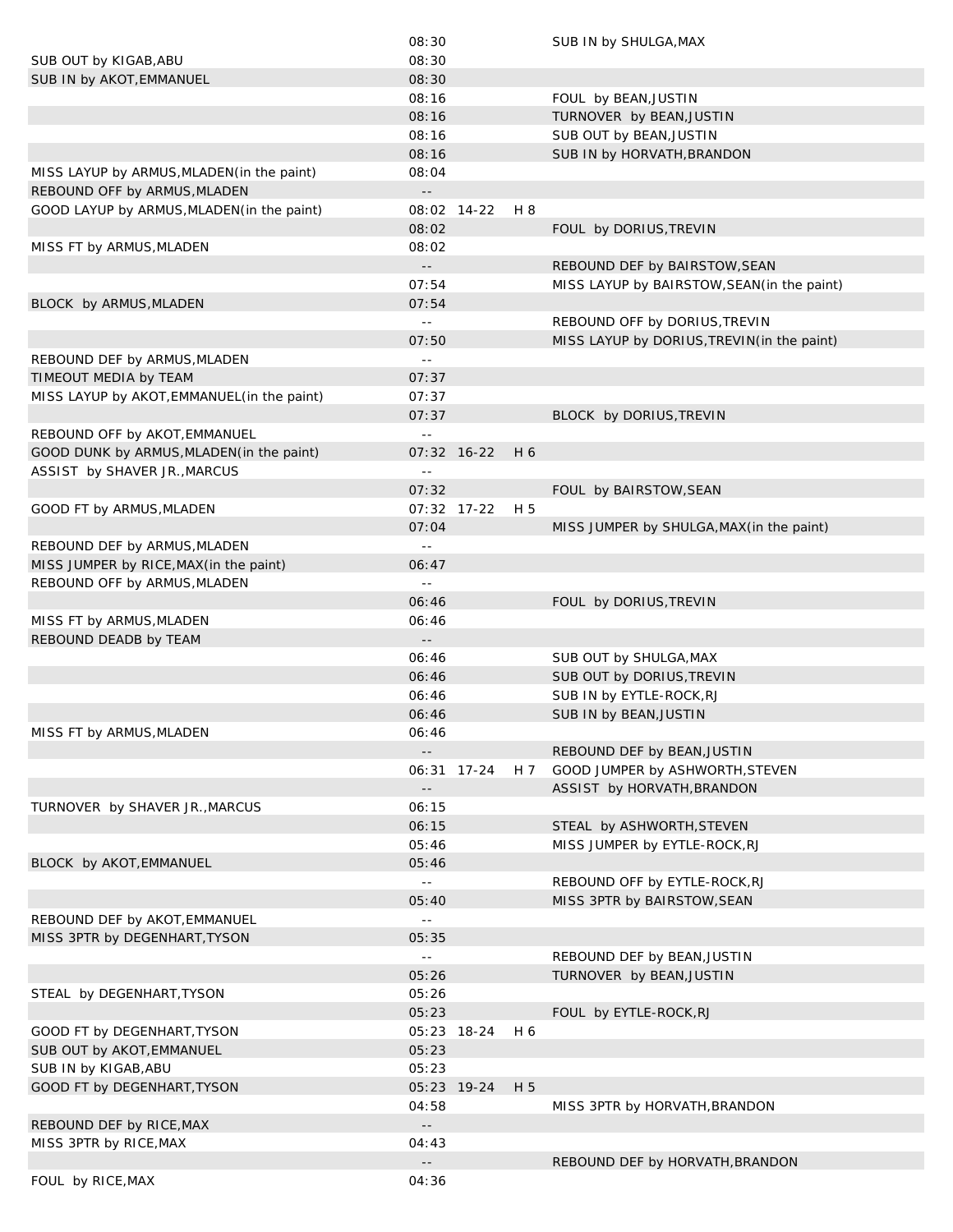| | | | | |
|---|---|---|---|---|
| | 08:30 | | | SUB IN by SHULGA,MAX |
| SUB OUT by KIGAB,ABU | 08:30 | | | |
| SUB IN by AKOT,EMMANUEL | 08:30 | | | |
| | 08:16 | | | FOUL by BEAN,JUSTIN |
| | 08:16 | | | TURNOVER by BEAN,JUSTIN |
| | 08:16 | | | SUB OUT by BEAN,JUSTIN |
| | 08:16 | | | SUB IN by HORVATH,BRANDON |
| MISS LAYUP by ARMUS,MLADEN(in the paint) | 08:04 | | | |
| REBOUND OFF by ARMUS,MLADEN | -- | | | |
| GOOD LAYUP by ARMUS,MLADEN(in the paint) | 08:02 | 14-22 | H 8 | |
| | 08:02 | | | FOUL by DORIUS,TREVIN |
| MISS FT by ARMUS,MLADEN | 08:02 | | | |
| | -- | | | REBOUND DEF by BAIRSTOW,SEAN |
| | 07:54 | | | MISS LAYUP by BAIRSTOW,SEAN(in the paint) |
| BLOCK by ARMUS,MLADEN | 07:54 | | | |
| | -- | | | REBOUND OFF by DORIUS,TREVIN |
| | 07:50 | | | MISS LAYUP by DORIUS,TREVIN(in the paint) |
| REBOUND DEF by ARMUS,MLADEN | -- | | | |
| TIMEOUT MEDIA by TEAM | 07:37 | | | |
| MISS LAYUP by AKOT,EMMANUEL(in the paint) | 07:37 | | | |
| | 07:37 | | | BLOCK by DORIUS,TREVIN |
| REBOUND OFF by AKOT,EMMANUEL | -- | | | |
| GOOD DUNK by ARMUS,MLADEN(in the paint) | 07:32 | 16-22 | H 6 | |
| ASSIST by SHAVER JR.,MARCUS | -- | | | |
| | 07:32 | | | FOUL by BAIRSTOW,SEAN |
| GOOD FT by ARMUS,MLADEN | 07:32 | 17-22 | H 5 | |
| | 07:04 | | | MISS JUMPER by SHULGA,MAX(in the paint) |
| REBOUND DEF by ARMUS,MLADEN | -- | | | |
| MISS JUMPER by RICE,MAX(in the paint) | 06:47 | | | |
| REBOUND OFF by ARMUS,MLADEN | -- | | | |
| | 06:46 | | | FOUL by DORIUS,TREVIN |
| MISS FT by ARMUS,MLADEN | 06:46 | | | |
| REBOUND DEADB by TEAM | -- | | | |
| | 06:46 | | | SUB OUT by SHULGA,MAX |
| | 06:46 | | | SUB OUT by DORIUS,TREVIN |
| | 06:46 | | | SUB IN by EYTLE-ROCK,RJ |
| | 06:46 | | | SUB IN by BEAN,JUSTIN |
| MISS FT by ARMUS,MLADEN | 06:46 | | | |
| | -- | | | REBOUND DEF by BEAN,JUSTIN |
| | 06:31 | 17-24 | H 7 | GOOD JUMPER by ASHWORTH,STEVEN |
| | -- | | | ASSIST by HORVATH,BRANDON |
| TURNOVER by SHAVER JR.,MARCUS | 06:15 | | | |
| | 06:15 | | | STEAL by ASHWORTH,STEVEN |
| | 05:46 | | | MISS JUMPER by EYTLE-ROCK,RJ |
| BLOCK by AKOT,EMMANUEL | 05:46 | | | |
| | -- | | | REBOUND OFF by EYTLE-ROCK,RJ |
| | 05:40 | | | MISS 3PTR by BAIRSTOW,SEAN |
| REBOUND DEF by AKOT,EMMANUEL | -- | | | |
| MISS 3PTR by DEGENHART,TYSON | 05:35 | | | |
| | -- | | | REBOUND DEF by BEAN,JUSTIN |
| | 05:26 | | | TURNOVER by BEAN,JUSTIN |
| STEAL by DEGENHART,TYSON | 05:26 | | | |
| | 05:23 | | | FOUL by EYTLE-ROCK,RJ |
| GOOD FT by DEGENHART,TYSON | 05:23 | 18-24 | H 6 | |
| SUB OUT by AKOT,EMMANUEL | 05:23 | | | |
| SUB IN by KIGAB,ABU | 05:23 | | | |
| GOOD FT by DEGENHART,TYSON | 05:23 | 19-24 | H 5 | |
| | 04:58 | | | MISS 3PTR by HORVATH,BRANDON |
| REBOUND DEF by RICE,MAX | -- | | | |
| MISS 3PTR by RICE,MAX | 04:43 | | | |
| | -- | | | REBOUND DEF by HORVATH,BRANDON |
| FOUL by RICE,MAX | 04:36 | | | |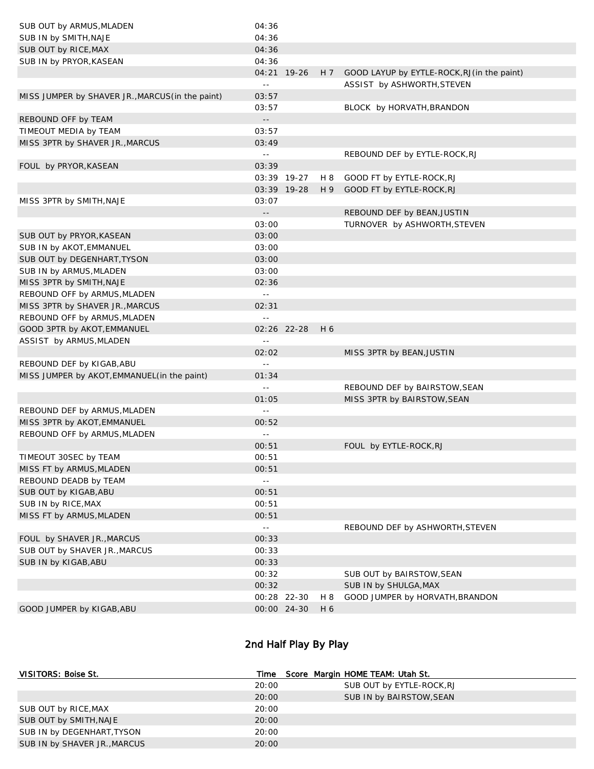| | | | | |
|---|---|---|---|---|
| SUB OUT by ARMUS,MLADEN | 04:36 | | | |
| SUB IN by SMITH,NAJE | 04:36 | | | |
| SUB OUT by RICE,MAX | 04:36 | | | |
| SUB IN by PRYOR,KASEAN | 04:36 | | | |
| | 04:21 | 19-26 | H 7 | GOOD LAYUP by EYTLE-ROCK,RJ(in the paint) |
| | -- | | | ASSIST by ASHWORTH,STEVEN |
| MISS JUMPER by SHAVER JR.,MARCUS(in the paint) | 03:57 | | | |
| | 03:57 | | | BLOCK by HORVATH,BRANDON |
| REBOUND OFF by TEAM | -- | | | |
| TIMEOUT MEDIA by TEAM | 03:57 | | | |
| MISS 3PTR by SHAVER JR.,MARCUS | 03:49 | | | |
| | -- | | | REBOUND DEF by EYTLE-ROCK,RJ |
| FOUL by PRYOR,KASEAN | 03:39 | | | |
| | 03:39 | 19-27 | H 8 | GOOD FT by EYTLE-ROCK,RJ |
| | 03:39 | 19-28 | H 9 | GOOD FT by EYTLE-ROCK,RJ |
| MISS 3PTR by SMITH,NAJE | 03:07 | | | |
| | -- | | | REBOUND DEF by BEAN,JUSTIN |
| | 03:00 | | | TURNOVER by ASHWORTH,STEVEN |
| SUB OUT by PRYOR,KASEAN | 03:00 | | | |
| SUB IN by AKOT,EMMANUEL | 03:00 | | | |
| SUB OUT by DEGENHART,TYSON | 03:00 | | | |
| SUB IN by ARMUS,MLADEN | 03:00 | | | |
| MISS 3PTR by SMITH,NAJE | 02:36 | | | |
| REBOUND OFF by ARMUS,MLADEN | -- | | | |
| MISS 3PTR by SHAVER JR.,MARCUS | 02:31 | | | |
| REBOUND OFF by ARMUS,MLADEN | -- | | | |
| GOOD 3PTR by AKOT,EMMANUEL | 02:26 | 22-28 | H 6 | |
| ASSIST by ARMUS,MLADEN | -- | | | |
| | 02:02 | | | MISS 3PTR by BEAN,JUSTIN |
| REBOUND DEF by KIGAB,ABU | -- | | | |
| MISS JUMPER by AKOT,EMMANUEL(in the paint) | 01:34 | | | |
| | -- | | | REBOUND DEF by BAIRSTOW,SEAN |
| | 01:05 | | | MISS 3PTR by BAIRSTOW,SEAN |
| REBOUND DEF by ARMUS,MLADEN | -- | | | |
| MISS 3PTR by AKOT,EMMANUEL | 00:52 | | | |
| REBOUND OFF by ARMUS,MLADEN | -- | | | |
| | 00:51 | | | FOUL by EYTLE-ROCK,RJ |
| TIMEOUT 30SEC by TEAM | 00:51 | | | |
| MISS FT by ARMUS,MLADEN | 00:51 | | | |
| REBOUND DEADB by TEAM | -- | | | |
| SUB OUT by KIGAB,ABU | 00:51 | | | |
| SUB IN by RICE,MAX | 00:51 | | | |
| MISS FT by ARMUS,MLADEN | 00:51 | | | |
| | -- | | | REBOUND DEF by ASHWORTH,STEVEN |
| FOUL by SHAVER JR.,MARCUS | 00:33 | | | |
| SUB OUT by SHAVER JR.,MARCUS | 00:33 | | | |
| SUB IN by KIGAB,ABU | 00:33 | | | |
| | 00:32 | | | SUB OUT by BAIRSTOW,SEAN |
| | 00:32 | | | SUB IN by SHULGA,MAX |
| | 00:28 | 22-30 | H 8 | GOOD JUMPER by HORVATH,BRANDON |
| GOOD JUMPER by KIGAB,ABU | 00:00 | 24-30 | H 6 | |

## 2nd Half Play By Play

| VISITORS: Boise St. | Time | Score | Margin | HOME TEAM: Utah St. |
|---|---|---|---|---|
| | 20:00 | | | SUB OUT by EYTLE-ROCK,RJ |
| | 20:00 | | | SUB IN by BAIRSTOW,SEAN |
| SUB OUT by RICE,MAX | 20:00 | | | |
| SUB OUT by SMITH,NAJE | 20:00 | | | |
| SUB IN by DEGENHART,TYSON | 20:00 | | | |
| SUB IN by SHAVER JR.,MARCUS | 20:00 | | | |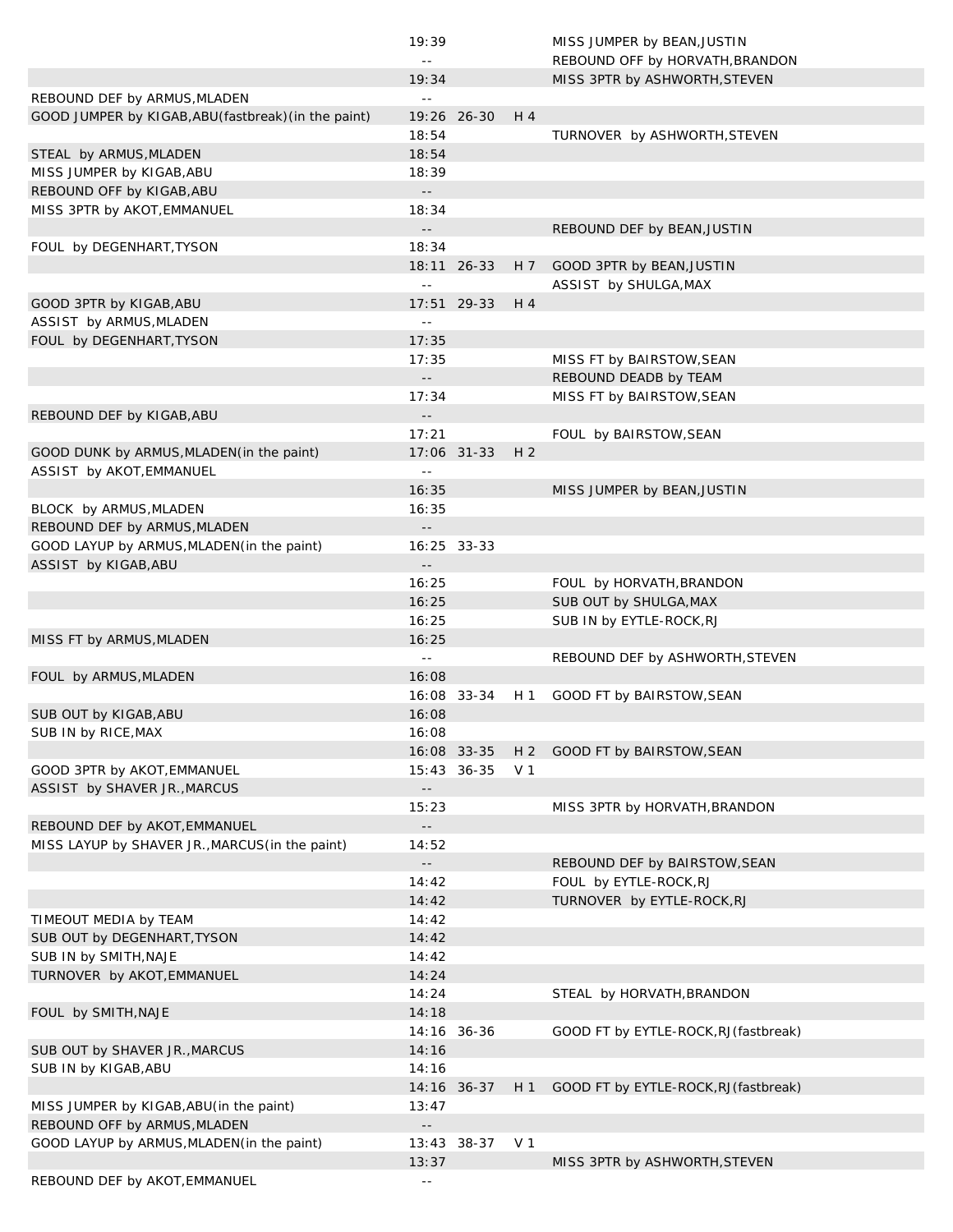| Visitor | Time | Score | Margin | Home |
|---|---|---|---|---|
| | 19:39 | | | MISS JUMPER by BEAN,JUSTIN |
| | -- | | | REBOUND OFF by HORVATH,BRANDON |
| | 19:34 | | | MISS 3PTR by ASHWORTH,STEVEN |
| REBOUND DEF by ARMUS,MLADEN | -- | | | |
| GOOD JUMPER by KIGAB,ABU(fastbreak)(in the paint) | 19:26 | 26-30 | H 4 | |
| | 18:54 | | | TURNOVER by ASHWORTH,STEVEN |
| STEAL by ARMUS,MLADEN | 18:54 | | | |
| MISS JUMPER by KIGAB,ABU | 18:39 | | | |
| REBOUND OFF by KIGAB,ABU | -- | | | |
| MISS 3PTR by AKOT,EMMANUEL | 18:34 | | | |
| | -- | | | REBOUND DEF by BEAN,JUSTIN |
| FOUL by DEGENHART,TYSON | 18:34 | | | |
| | 18:11 | 26-33 | H 7 | GOOD 3PTR by BEAN,JUSTIN |
| | -- | | | ASSIST by SHULGA,MAX |
| GOOD 3PTR by KIGAB,ABU | 17:51 | 29-33 | H 4 | |
| ASSIST by ARMUS,MLADEN | -- | | | |
| FOUL by DEGENHART,TYSON | 17:35 | | | |
| | 17:35 | | | MISS FT by BAIRSTOW,SEAN |
| | -- | | | REBOUND DEADB by TEAM |
| | 17:34 | | | MISS FT by BAIRSTOW,SEAN |
| REBOUND DEF by KIGAB,ABU | -- | | | |
| | 17:21 | | | FOUL by BAIRSTOW,SEAN |
| GOOD DUNK by ARMUS,MLADEN(in the paint) | 17:06 | 31-33 | H 2 | |
| ASSIST by AKOT,EMMANUEL | -- | | | |
| | 16:35 | | | MISS JUMPER by BEAN,JUSTIN |
| BLOCK by ARMUS,MLADEN | 16:35 | | | |
| REBOUND DEF by ARMUS,MLADEN | -- | | | |
| GOOD LAYUP by ARMUS,MLADEN(in the paint) | 16:25 | 33-33 | | |
| ASSIST by KIGAB,ABU | -- | | | |
| | 16:25 | | | FOUL by HORVATH,BRANDON |
| | 16:25 | | | SUB OUT by SHULGA,MAX |
| | 16:25 | | | SUB IN by EYTLE-ROCK,RJ |
| MISS FT by ARMUS,MLADEN | 16:25 | | | |
| | -- | | | REBOUND DEF by ASHWORTH,STEVEN |
| FOUL by ARMUS,MLADEN | 16:08 | | | |
| | 16:08 | 33-34 | H 1 | GOOD FT by BAIRSTOW,SEAN |
| SUB OUT by KIGAB,ABU | 16:08 | | | |
| SUB IN by RICE,MAX | 16:08 | | | |
| | 16:08 | 33-35 | H 2 | GOOD FT by BAIRSTOW,SEAN |
| GOOD 3PTR by AKOT,EMMANUEL | 15:43 | 36-35 | V 1 | |
| ASSIST by SHAVER JR.,MARCUS | -- | | | |
| | 15:23 | | | MISS 3PTR by HORVATH,BRANDON |
| REBOUND DEF by AKOT,EMMANUEL | -- | | | |
| MISS LAYUP by SHAVER JR.,MARCUS(in the paint) | 14:52 | | | |
| | -- | | | REBOUND DEF by BAIRSTOW,SEAN |
| | 14:42 | | | FOUL by EYTLE-ROCK,RJ |
| | 14:42 | | | TURNOVER by EYTLE-ROCK,RJ |
| TIMEOUT MEDIA by TEAM | 14:42 | | | |
| SUB OUT by DEGENHART,TYSON | 14:42 | | | |
| SUB IN by SMITH,NAJE | 14:42 | | | |
| TURNOVER by AKOT,EMMANUEL | 14:24 | | | |
| | 14:24 | | | STEAL by HORVATH,BRANDON |
| FOUL by SMITH,NAJE | 14:18 | | | |
| | 14:16 | 36-36 | | GOOD FT by EYTLE-ROCK,RJ(fastbreak) |
| SUB OUT by SHAVER JR.,MARCUS | 14:16 | | | |
| SUB IN by KIGAB,ABU | 14:16 | | | |
| | 14:16 | 36-37 | H 1 | GOOD FT by EYTLE-ROCK,RJ(fastbreak) |
| MISS JUMPER by KIGAB,ABU(in the paint) | 13:47 | | | |
| REBOUND OFF by ARMUS,MLADEN | -- | | | |
| GOOD LAYUP by ARMUS,MLADEN(in the paint) | 13:43 | 38-37 | V 1 | |
| | 13:37 | | | MISS 3PTR by ASHWORTH,STEVEN |
| REBOUND DEF by AKOT,EMMANUEL | -- | | | |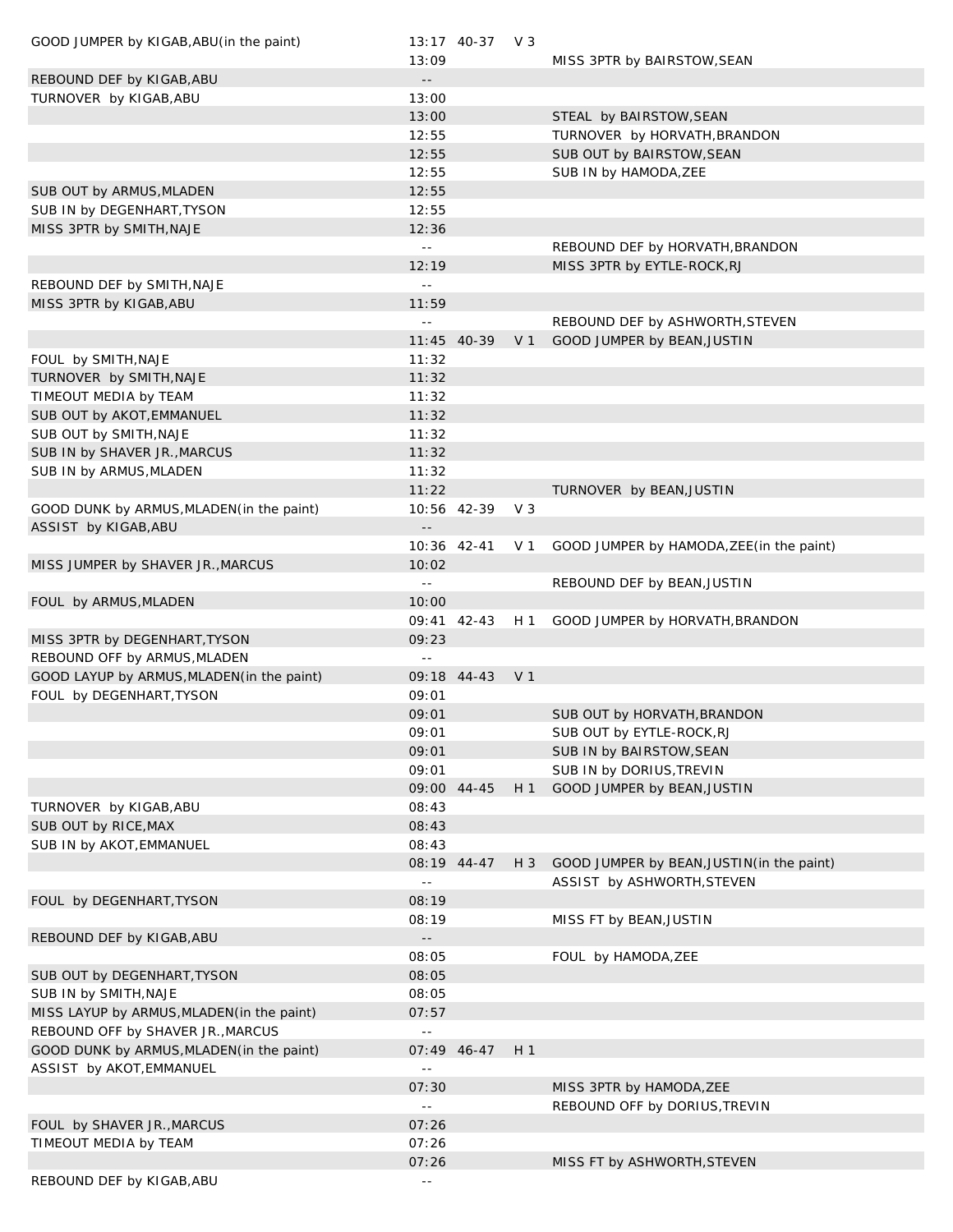| | | | | |
|---|---|---|---|---|
| GOOD JUMPER by KIGAB,ABU(in the paint) | 13:17 | 40-37 | V 3 | |
| | 13:09 | | | MISS 3PTR by BAIRSTOW,SEAN |
| REBOUND DEF by KIGAB,ABU | -- | | | |
| TURNOVER by KIGAB,ABU | 13:00 | | | |
| | 13:00 | | | STEAL by BAIRSTOW,SEAN |
| | 12:55 | | | TURNOVER by HORVATH,BRANDON |
| | 12:55 | | | SUB OUT by BAIRSTOW,SEAN |
| | 12:55 | | | SUB IN by HAMODA,ZEE |
| SUB OUT by ARMUS,MLADEN | 12:55 | | | |
| SUB IN by DEGENHART,TYSON | 12:55 | | | |
| MISS 3PTR by SMITH,NAJE | 12:36 | | | |
| | -- | | | REBOUND DEF by HORVATH,BRANDON |
| | 12:19 | | | MISS 3PTR by EYTLE-ROCK,RJ |
| REBOUND DEF by SMITH,NAJE | -- | | | |
| MISS 3PTR by KIGAB,ABU | 11:59 | | | |
| | -- | | | REBOUND DEF by ASHWORTH,STEVEN |
| | 11:45 | 40-39 | V 1 | GOOD JUMPER by BEAN,JUSTIN |
| FOUL by SMITH,NAJE | 11:32 | | | |
| TURNOVER by SMITH,NAJE | 11:32 | | | |
| TIMEOUT MEDIA by TEAM | 11:32 | | | |
| SUB OUT by AKOT,EMMANUEL | 11:32 | | | |
| SUB OUT by SMITH,NAJE | 11:32 | | | |
| SUB IN by SHAVER JR.,MARCUS | 11:32 | | | |
| SUB IN by ARMUS,MLADEN | 11:32 | | | |
| | 11:22 | | | TURNOVER by BEAN,JUSTIN |
| GOOD DUNK by ARMUS,MLADEN(in the paint) | 10:56 | 42-39 | V 3 | |
| ASSIST by KIGAB,ABU | -- | | | |
| | 10:36 | 42-41 | V 1 | GOOD JUMPER by HAMODA,ZEE(in the paint) |
| MISS JUMPER by SHAVER JR.,MARCUS | 10:02 | | | |
| | -- | | | REBOUND DEF by BEAN,JUSTIN |
| FOUL by ARMUS,MLADEN | 10:00 | | | |
| | 09:41 | 42-43 | H 1 | GOOD JUMPER by HORVATH,BRANDON |
| MISS 3PTR by DEGENHART,TYSON | 09:23 | | | |
| REBOUND OFF by ARMUS,MLADEN | -- | | | |
| GOOD LAYUP by ARMUS,MLADEN(in the paint) | 09:18 | 44-43 | V 1 | |
| FOUL by DEGENHART,TYSON | 09:01 | | | |
| | 09:01 | | | SUB OUT by HORVATH,BRANDON |
| | 09:01 | | | SUB OUT by EYTLE-ROCK,RJ |
| | 09:01 | | | SUB IN by BAIRSTOW,SEAN |
| | 09:01 | | | SUB IN by DORIUS,TREVIN |
| | 09:00 | 44-45 | H 1 | GOOD JUMPER by BEAN,JUSTIN |
| TURNOVER by KIGAB,ABU | 08:43 | | | |
| SUB OUT by RICE,MAX | 08:43 | | | |
| SUB IN by AKOT,EMMANUEL | 08:43 | | | |
| | 08:19 | 44-47 | H 3 | GOOD JUMPER by BEAN,JUSTIN(in the paint) |
| | -- | | | ASSIST by ASHWORTH,STEVEN |
| FOUL by DEGENHART,TYSON | 08:19 | | | |
| | 08:19 | | | MISS FT by BEAN,JUSTIN |
| REBOUND DEF by KIGAB,ABU | -- | | | |
| | 08:05 | | | FOUL by HAMODA,ZEE |
| SUB OUT by DEGENHART,TYSON | 08:05 | | | |
| SUB IN by SMITH,NAJE | 08:05 | | | |
| MISS LAYUP by ARMUS,MLADEN(in the paint) | 07:57 | | | |
| REBOUND OFF by SHAVER JR.,MARCUS | -- | | | |
| GOOD DUNK by ARMUS,MLADEN(in the paint) | 07:49 | 46-47 | H 1 | |
| ASSIST by AKOT,EMMANUEL | -- | | | |
| | 07:30 | | | MISS 3PTR by HAMODA,ZEE |
| | -- | | | REBOUND OFF by DORIUS,TREVIN |
| FOUL by SHAVER JR.,MARCUS | 07:26 | | | |
| TIMEOUT MEDIA by TEAM | 07:26 | | | |
| | 07:26 | | | MISS FT by ASHWORTH,STEVEN |
| REBOUND DEF by KIGAB,ABU | -- | | | |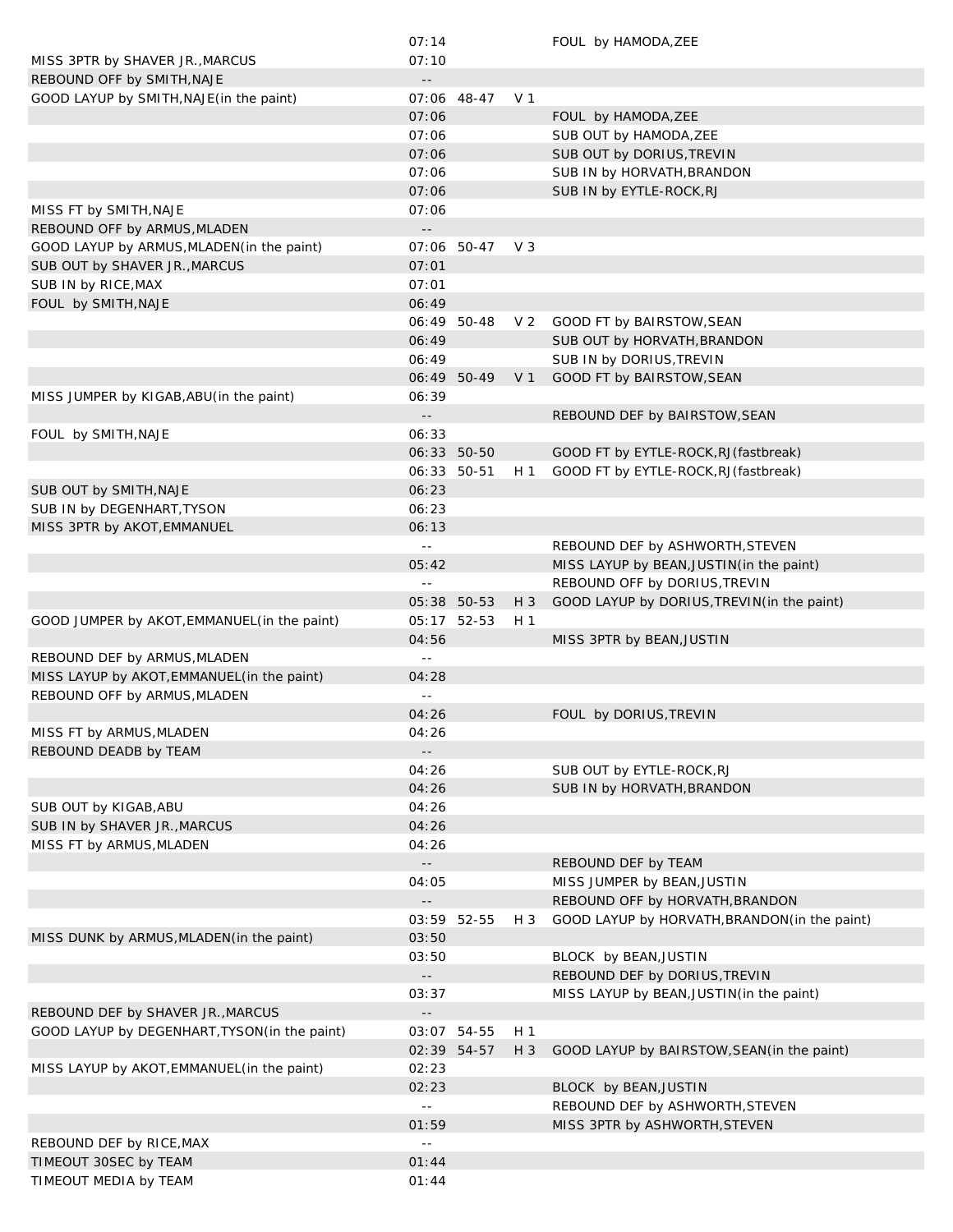| Visitor | Time | Score | Margin | Home |
|---|---|---|---|---|
| | 07:14 | | | FOUL by HAMODA,ZEE |
| MISS 3PTR by SHAVER JR.,MARCUS | 07:10 | | | |
| REBOUND OFF by SMITH,NAJE | -- | | | |
| GOOD LAYUP by SMITH,NAJE(in the paint) | 07:06 | 48-47 | V 1 | |
| | 07:06 | | | FOUL by HAMODA,ZEE |
| | 07:06 | | | SUB OUT by HAMODA,ZEE |
| | 07:06 | | | SUB OUT by DORIUS,TREVIN |
| | 07:06 | | | SUB IN by HORVATH,BRANDON |
| | 07:06 | | | SUB IN by EYTLE-ROCK,RJ |
| MISS FT by SMITH,NAJE | 07:06 | | | |
| REBOUND OFF by ARMUS,MLADEN | -- | | | |
| GOOD LAYUP by ARMUS,MLADEN(in the paint) | 07:06 | 50-47 | V 3 | |
| SUB OUT by SHAVER JR.,MARCUS | 07:01 | | | |
| SUB IN by RICE,MAX | 07:01 | | | |
| FOUL by SMITH,NAJE | 06:49 | | | |
| | 06:49 | 50-48 | V 2 | GOOD FT by BAIRSTOW,SEAN |
| | 06:49 | | | SUB OUT by HORVATH,BRANDON |
| | 06:49 | | | SUB IN by DORIUS,TREVIN |
| | 06:49 | 50-49 | V 1 | GOOD FT by BAIRSTOW,SEAN |
| MISS JUMPER by KIGAB,ABU(in the paint) | 06:39 | | | |
| | -- | | | REBOUND DEF by BAIRSTOW,SEAN |
| FOUL by SMITH,NAJE | 06:33 | | | |
| | 06:33 | 50-50 | | GOOD FT by EYTLE-ROCK,RJ(fastbreak) |
| | 06:33 | 50-51 | H 1 | GOOD FT by EYTLE-ROCK,RJ(fastbreak) |
| SUB OUT by SMITH,NAJE | 06:23 | | | |
| SUB IN by DEGENHART,TYSON | 06:23 | | | |
| MISS 3PTR by AKOT,EMMANUEL | 06:13 | | | |
| | -- | | | REBOUND DEF by ASHWORTH,STEVEN |
| | 05:42 | | | MISS LAYUP by BEAN,JUSTIN(in the paint) |
| | -- | | | REBOUND OFF by DORIUS,TREVIN |
| | 05:38 | 50-53 | H 3 | GOOD LAYUP by DORIUS,TREVIN(in the paint) |
| GOOD JUMPER by AKOT,EMMANUEL(in the paint) | 05:17 | 52-53 | H 1 | |
| | 04:56 | | | MISS 3PTR by BEAN,JUSTIN |
| REBOUND DEF by ARMUS,MLADEN | -- | | | |
| MISS LAYUP by AKOT,EMMANUEL(in the paint) | 04:28 | | | |
| REBOUND OFF by ARMUS,MLADEN | -- | | | |
| | 04:26 | | | FOUL by DORIUS,TREVIN |
| MISS FT by ARMUS,MLADEN | 04:26 | | | |
| REBOUND DEADB by TEAM | -- | | | |
| | 04:26 | | | SUB OUT by EYTLE-ROCK,RJ |
| | 04:26 | | | SUB IN by HORVATH,BRANDON |
| SUB OUT by KIGAB,ABU | 04:26 | | | |
| SUB IN by SHAVER JR.,MARCUS | 04:26 | | | |
| MISS FT by ARMUS,MLADEN | 04:26 | | | |
| | -- | | | REBOUND DEF by TEAM |
| | 04:05 | | | MISS JUMPER by BEAN,JUSTIN |
| | -- | | | REBOUND OFF by HORVATH,BRANDON |
| | 03:59 | 52-55 | H 3 | GOOD LAYUP by HORVATH,BRANDON(in the paint) |
| MISS DUNK by ARMUS,MLADEN(in the paint) | 03:50 | | | |
| | 03:50 | | | BLOCK by BEAN,JUSTIN |
| | -- | | | REBOUND DEF by DORIUS,TREVIN |
| | 03:37 | | | MISS LAYUP by BEAN,JUSTIN(in the paint) |
| REBOUND DEF by SHAVER JR.,MARCUS | -- | | | |
| GOOD LAYUP by DEGENHART,TYSON(in the paint) | 03:07 | 54-55 | H 1 | |
| | 02:39 | 54-57 | H 3 | GOOD LAYUP by BAIRSTOW,SEAN(in the paint) |
| MISS LAYUP by AKOT,EMMANUEL(in the paint) | 02:23 | | | |
| | 02:23 | | | BLOCK by BEAN,JUSTIN |
| | -- | | | REBOUND DEF by ASHWORTH,STEVEN |
| | 01:59 | | | MISS 3PTR by ASHWORTH,STEVEN |
| REBOUND DEF by RICE,MAX | -- | | | |
| TIMEOUT 30SEC by TEAM | 01:44 | | | |
| TIMEOUT MEDIA by TEAM | 01:44 | | | |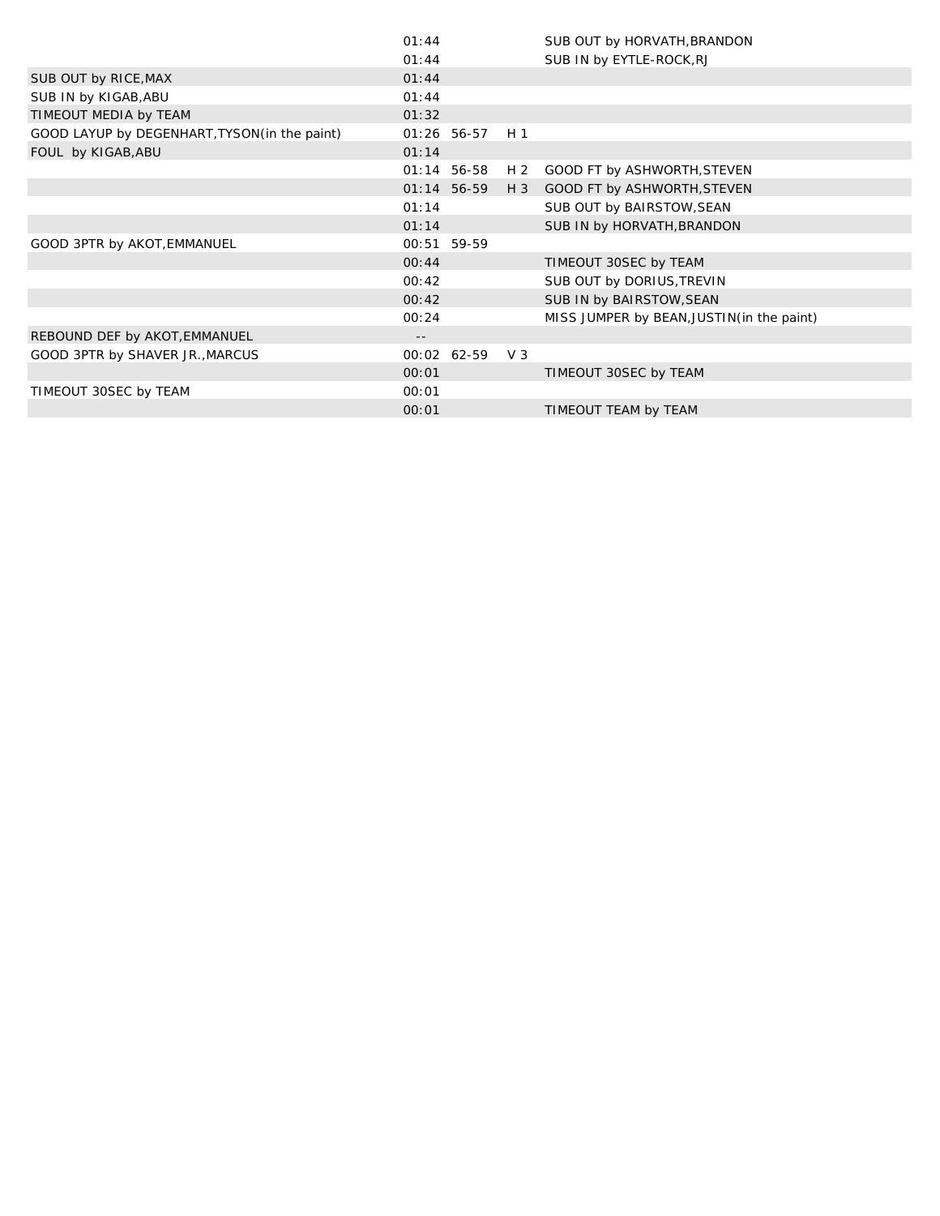| | | | | |
|---|---|---|---|---|
| | 01:44 | | | SUB OUT by HORVATH,BRANDON |
| | 01:44 | | | SUB IN by EYTLE-ROCK,RJ |
| SUB OUT by RICE,MAX | 01:44 | | | |
| SUB IN by KIGAB,ABU | 01:44 | | | |
| TIMEOUT MEDIA by TEAM | 01:32 | | | |
| GOOD LAYUP by DEGENHART,TYSON(in the paint) | 01:26 | 56-57 | H 1 | |
| FOUL by KIGAB,ABU | 01:14 | | | |
| | 01:14 | 56-58 | H 2 | GOOD FT by ASHWORTH,STEVEN |
| | 01:14 | 56-59 | H 3 | GOOD FT by ASHWORTH,STEVEN |
| | 01:14 | | | SUB OUT by BAIRSTOW,SEAN |
| | 01:14 | | | SUB IN by HORVATH,BRANDON |
| GOOD 3PTR by AKOT,EMMANUEL | 00:51 | 59-59 | | |
| | 00:44 | | | TIMEOUT 30SEC by TEAM |
| | 00:42 | | | SUB OUT by DORIUS,TREVIN |
| | 00:42 | | | SUB IN by BAIRSTOW,SEAN |
| | 00:24 | | | MISS JUMPER by BEAN,JUSTIN(in the paint) |
| REBOUND DEF by AKOT,EMMANUEL | -- | | | |
| GOOD 3PTR by SHAVER JR.,MARCUS | 00:02 | 62-59 | V 3 | |
| | 00:01 | | | TIMEOUT 30SEC by TEAM |
| TIMEOUT 30SEC by TEAM | 00:01 | | | |
| | 00:01 | | | TIMEOUT TEAM by TEAM |